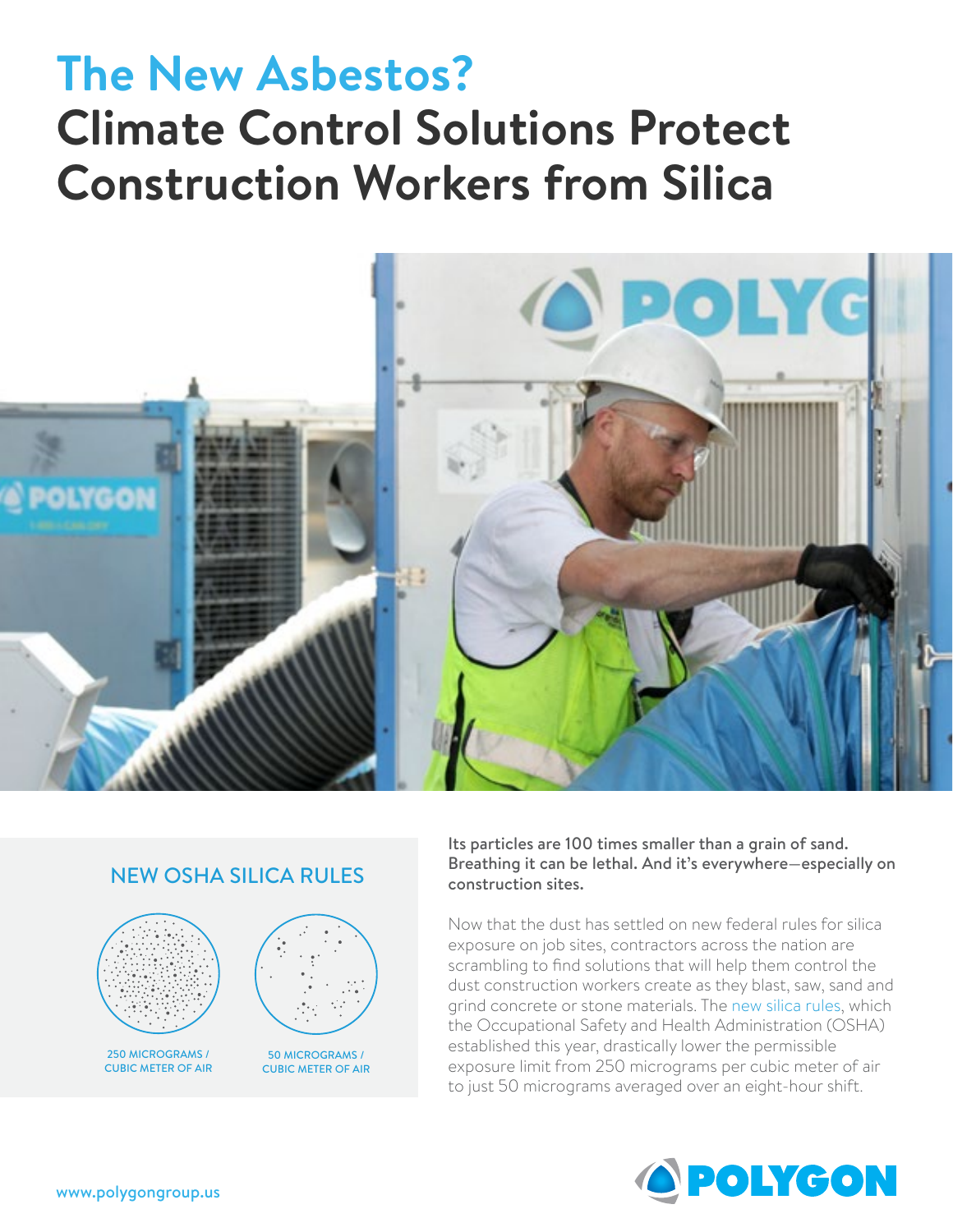# The New Asbestos?
# Climate Control Solutions Protect Construction Workers from Silica

## NEW OSHA SILICA RULES

250 MICROGRAMS / CUBIC METER OF AIR

50 MICROGRAMS / CUBIC METER OF AIR

**Its particles are 100 times smaller than a grain of sand. Breathing it can be lethal. And it's everywhere—especially on construction sites.**

Now that the dust has settled on new federal rules for silica exposure on job sites, contractors across the nation are scrambling to find solutions that will help them control the dust construction workers create as they blast, saw, sand and grind concrete or stone materials. The new silica rules, which the Occupational Safety and Health Administration (OSHA) established this year, drastically lower the permissible exposure limit from 250 micrograms per cubic meter of air to just 50 micrograms averaged over an eight-hour shift.

www.polygongroup.us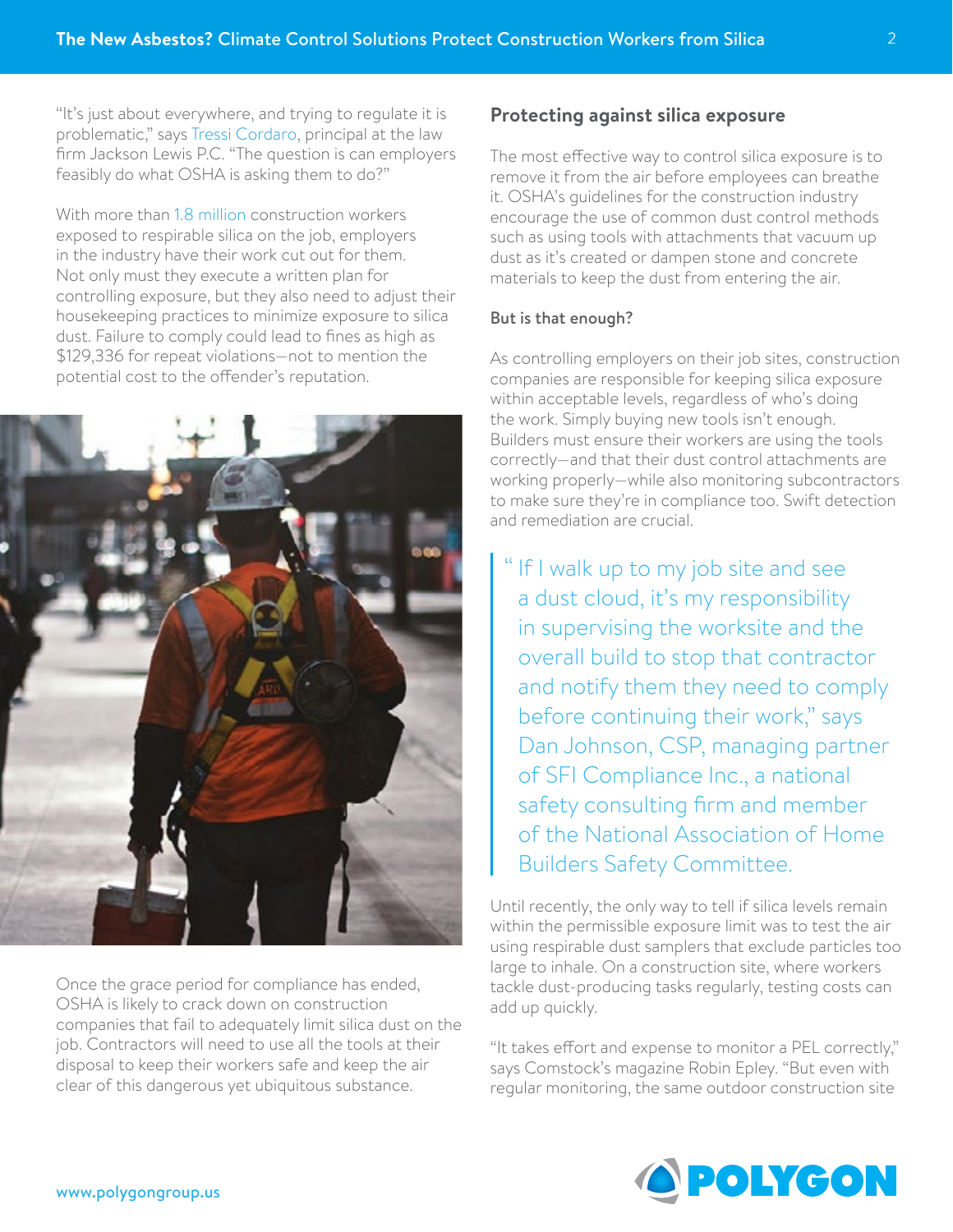"It's just about everywhere, and trying to regulate it is problematic," says Tressi Cordaro, principal at the law firm Jackson Lewis P.C. "The question is can employers feasibly do what OSHA is asking them to do?"

With more than 1.8 million construction workers exposed to respirable silica on the job, employers in the industry have their work cut out for them. Not only must they execute a written plan for controlling exposure, but they also need to adjust their housekeeping practices to minimize exposure to silica dust. Failure to comply could lead to fines as high as $129,336 for repeat violations—not to mention the potential cost to the offender's reputation.

Once the grace period for compliance has ended, OSHA is likely to crack down on construction companies that fail to adequately limit silica dust on the job. Contractors will need to use all the tools at their disposal to keep their workers safe and keep the air clear of this dangerous yet ubiquitous substance.

## Protecting against silica exposure

The most effective way to control silica exposure is to remove it from the air before employees can breathe it. OSHA's guidelines for the construction industry encourage the use of common dust control methods such as using tools with attachments that vacuum up dust as it's created or dampen stone and concrete materials to keep the dust from entering the air.

### But is that enough?

As controlling employers on their job sites, construction companies are responsible for keeping silica exposure within acceptable levels, regardless of who's doing the work. Simply buying new tools isn't enough. Builders must ensure their workers are using the tools correctly—and that their dust control attachments are working properly—while also monitoring subcontractors to make sure they're in compliance too. Swift detection and remediation are crucial.

> "If I walk up to my job site and see a dust cloud, it's my responsibility in supervising the worksite and the overall build to stop that contractor and notify them they need to comply before continuing their work," says Dan Johnson, CSP, managing partner of SFI Compliance Inc., a national safety consulting firm and member of the National Association of Home Builders Safety Committee.

Until recently, the only way to tell if silica levels remain within the permissible exposure limit was to test the air using respirable dust samplers that exclude particles too large to inhale. On a construction site, where workers tackle dust-producing tasks regularly, testing costs can add up quickly.

"It takes effort and expense to monitor a PEL correctly," says Comstock's magazine Robin Epley. "But even with regular monitoring, the same outdoor construction site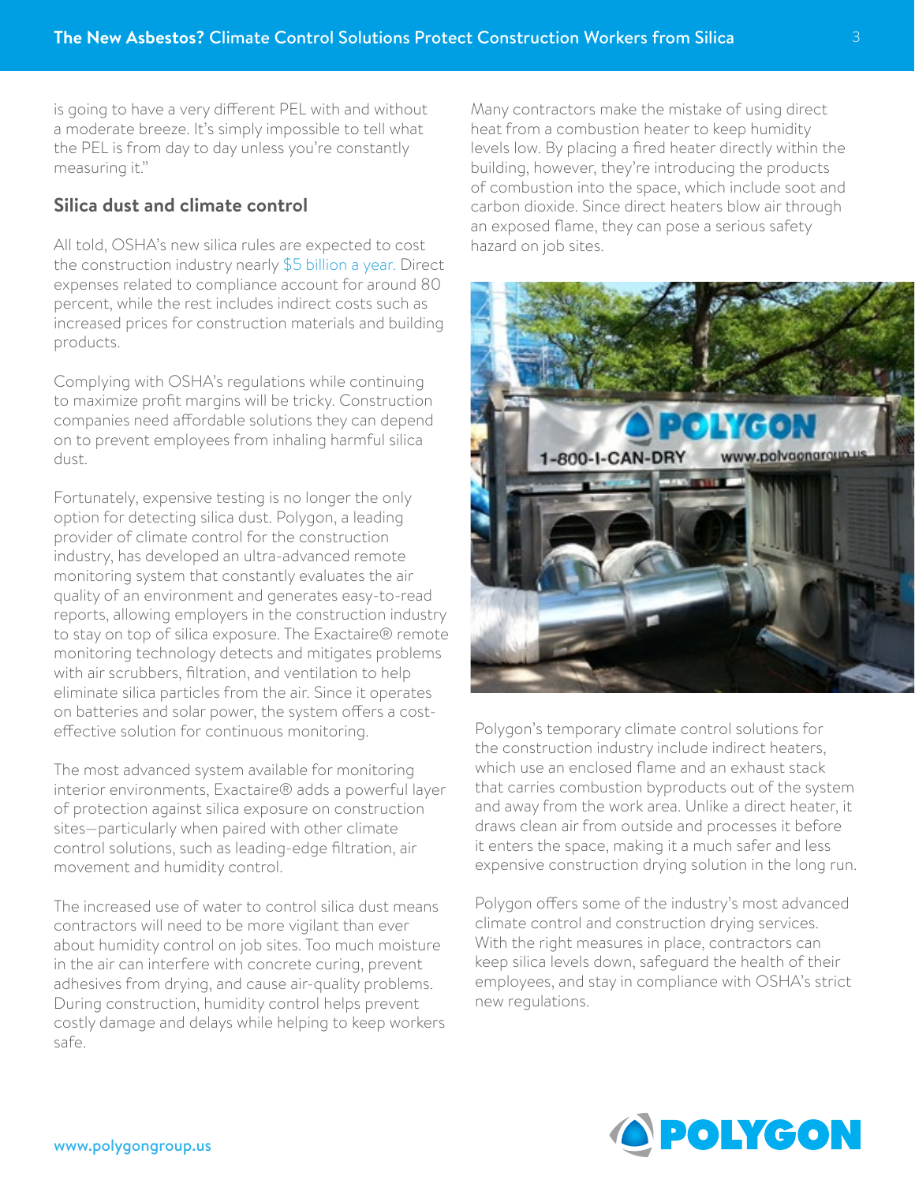is going to have a very different PEL with and without a moderate breeze. It's simply impossible to tell what the PEL is from day to day unless you're constantly measuring it."

## Silica dust and climate control

All told, OSHA's new silica rules are expected to cost the construction industry nearly $5 billion a year. Direct expenses related to compliance account for around 80 percent, while the rest includes indirect costs such as increased prices for construction materials and building products.

Complying with OSHA's regulations while continuing to maximize profit margins will be tricky. Construction companies need affordable solutions they can depend on to prevent employees from inhaling harmful silica dust.

Fortunately, expensive testing is no longer the only option for detecting silica dust. Polygon, a leading provider of climate control for the construction industry, has developed an ultra-advanced remote monitoring system that constantly evaluates the air quality of an environment and generates easy-to-read reports, allowing employers in the construction industry to stay on top of silica exposure. The Exactaire® remote monitoring technology detects and mitigates problems with air scrubbers, filtration, and ventilation to help eliminate silica particles from the air. Since it operates on batteries and solar power, the system offers a cost-effective solution for continuous monitoring.

The most advanced system available for monitoring interior environments, Exactaire® adds a powerful layer of protection against silica exposure on construction sites—particularly when paired with other climate control solutions, such as leading-edge filtration, air movement and humidity control.

The increased use of water to control silica dust means contractors will need to be more vigilant than ever about humidity control on job sites. Too much moisture in the air can interfere with concrete curing, prevent adhesives from drying, and cause air-quality problems. During construction, humidity control helps prevent costly damage and delays while helping to keep workers safe.

Many contractors make the mistake of using direct heat from a combustion heater to keep humidity levels low. By placing a fired heater directly within the building, however, they're introducing the products of combustion into the space, which include soot and carbon dioxide. Since direct heaters blow air through an exposed flame, they can pose a serious safety hazard on job sites.

Polygon's temporary climate control solutions for the construction industry include indirect heaters, which use an enclosed flame and an exhaust stack that carries combustion byproducts out of the system and away from the work area. Unlike a direct heater, it draws clean air from outside and processes it before it enters the space, making it a much safer and less expensive construction drying solution in the long run.

Polygon offers some of the industry's most advanced climate control and construction drying services. With the right measures in place, contractors can keep silica levels down, safeguard the health of their employees, and stay in compliance with OSHA's strict new regulations.